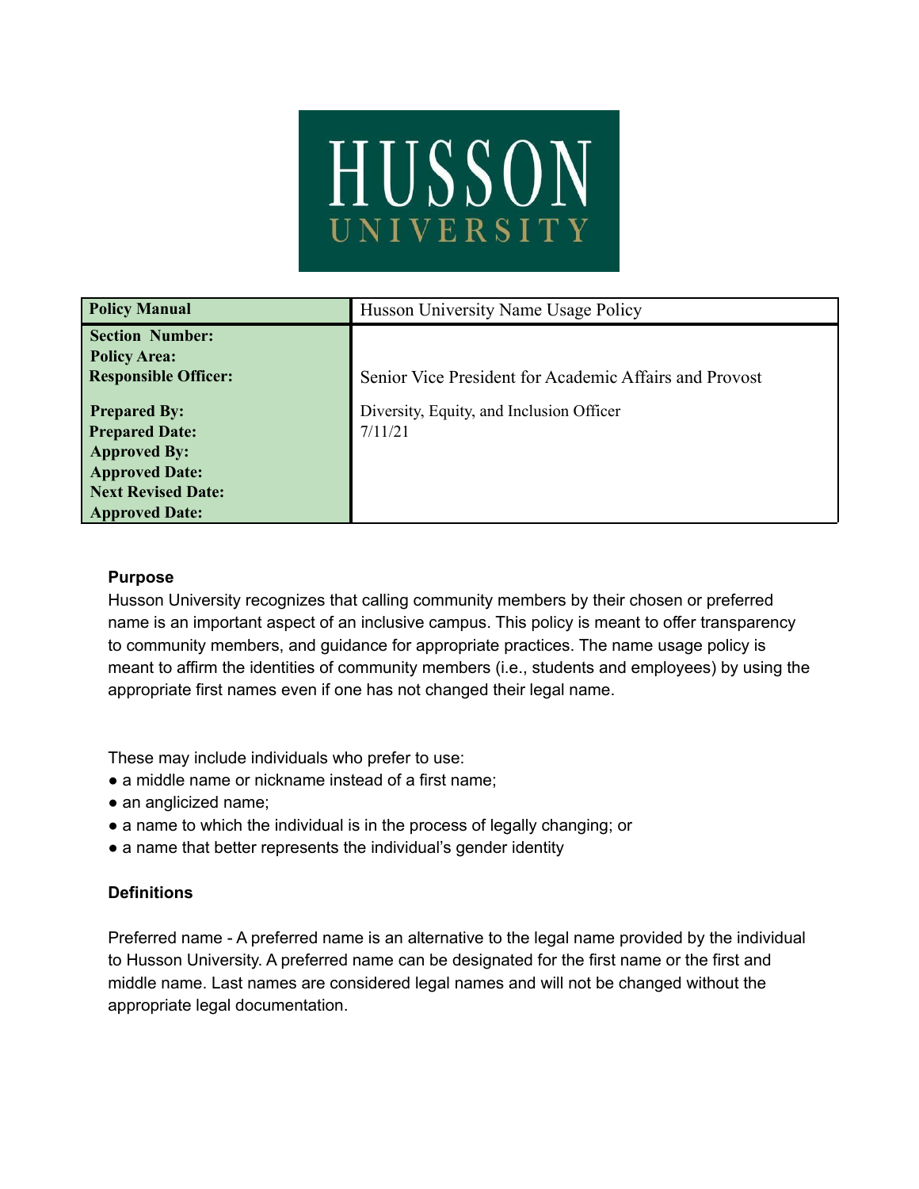HUSSON
UNIVERSITY

| | |
|---|---|
| **Policy Manual** | Husson University Name Usage Policy |
| **Section Number:** | |
| **Policy Area:** | |
| **Responsible Officer:** | Senior Vice President for Academic Affairs and Provost |
| **Prepared By:** | Diversity, Equity, and Inclusion Officer |
| **Prepared Date:** | 7/11/21 |
| **Approved By:** | |
| **Approved Date:** | |
| **Next Revised Date:** | |
| **Approved Date:** | |

### Purpose

Husson University recognizes that calling community members by their chosen or preferred name is an important aspect of an inclusive campus. This policy is meant to offer transparency to community members, and guidance for appropriate practices. The name usage policy is meant to affirm the identities of community members (i.e., students and employees) by using the appropriate first names even if one has not changed their legal name.

These may include individuals who prefer to use:

- a middle name or nickname instead of a first name;
- an anglicized name;
- a name to which the individual is in the process of legally changing; or
- a name that better represents the individual's gender identity

### Definitions

Preferred name - A preferred name is an alternative to the legal name provided by the individual to Husson University. A preferred name can be designated for the first name or the first and middle name. Last names are considered legal names and will not be changed without the appropriate legal documentation.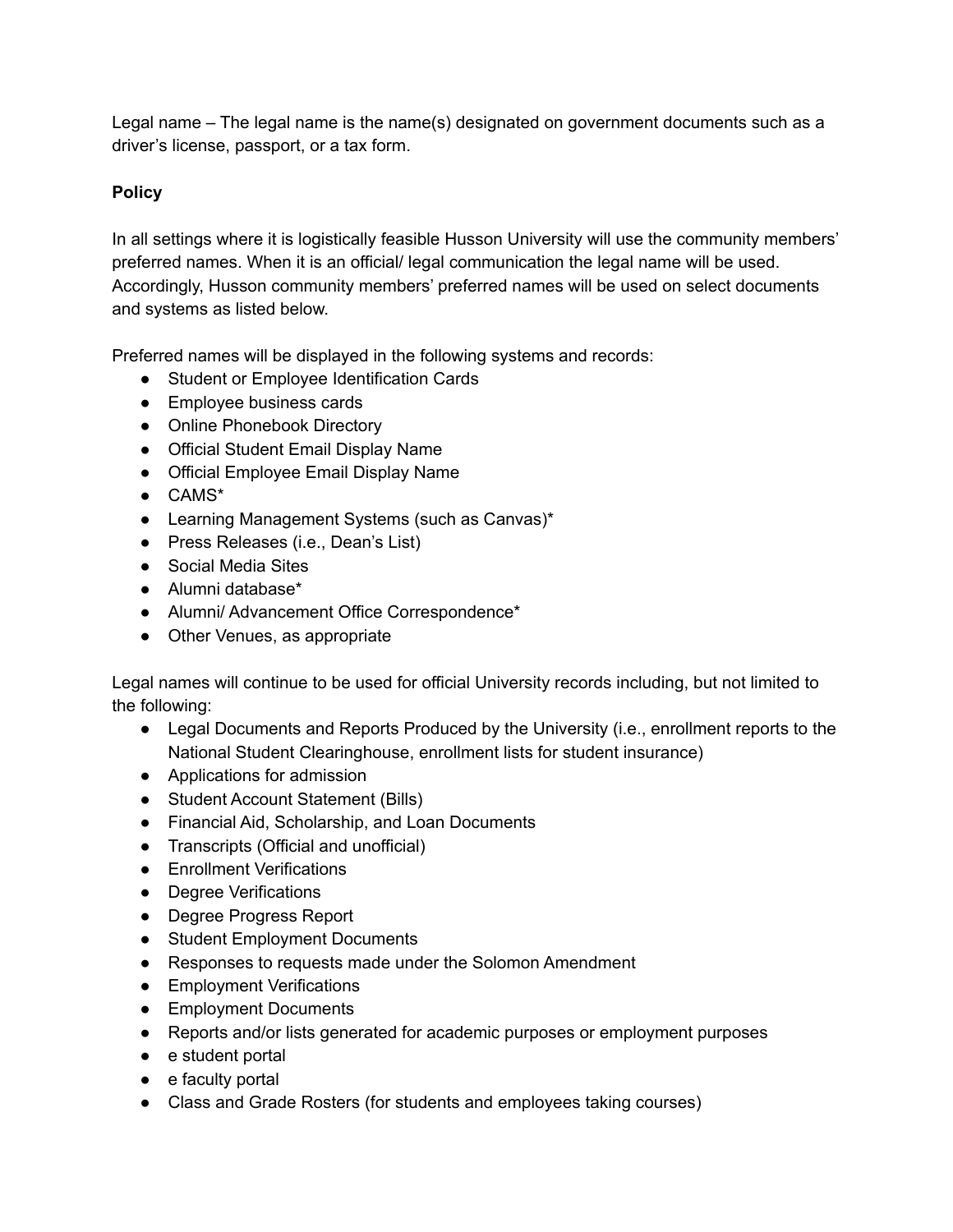Legal name – The legal name is the name(s) designated on government documents such as a driver's license, passport, or a tax form.

**Policy**

In all settings where it is logistically feasible Husson University will use the community members' preferred names. When it is an official/ legal communication the legal name will be used. Accordingly, Husson community members' preferred names will be used on select documents and systems as listed below.

Preferred names will be displayed in the following systems and records:

- Student or Employee Identification Cards
- Employee business cards
- Online Phonebook Directory
- Official Student Email Display Name
- Official Employee Email Display Name
- CAMS*
- Learning Management Systems (such as Canvas)*
- Press Releases (i.e., Dean's List)
- Social Media Sites
- Alumni database*
- Alumni/ Advancement Office Correspondence*
- Other Venues, as appropriate

Legal names will continue to be used for official University records including, but not limited to the following:

- Legal Documents and Reports Produced by the University (i.e., enrollment reports to the National Student Clearinghouse, enrollment lists for student insurance)
- Applications for admission
- Student Account Statement (Bills)
- Financial Aid, Scholarship, and Loan Documents
- Transcripts (Official and unofficial)
- Enrollment Verifications
- Degree Verifications
- Degree Progress Report
- Student Employment Documents
- Responses to requests made under the Solomon Amendment
- Employment Verifications
- Employment Documents
- Reports and/or lists generated for academic purposes or employment purposes
- e student portal
- e faculty portal
- Class and Grade Rosters (for students and employees taking courses)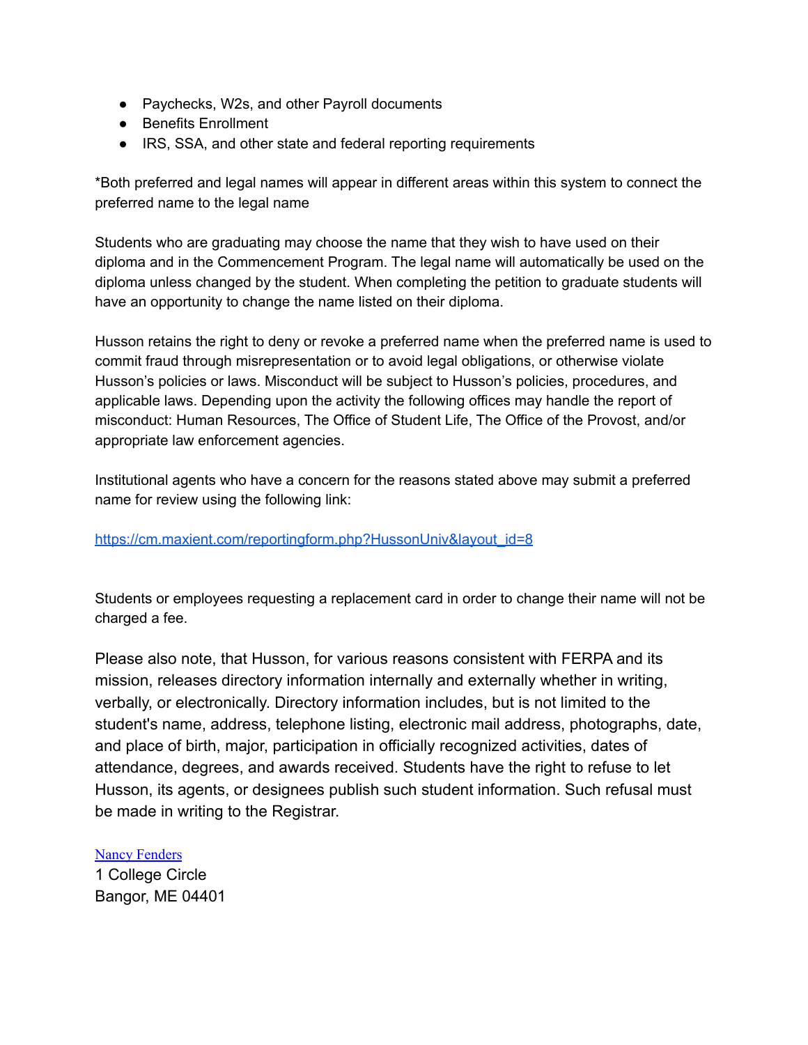- Paychecks, W2s, and other Payroll documents
- Benefits Enrollment
- IRS, SSA, and other state and federal reporting requirements

*Both preferred and legal names will appear in different areas within this system to connect the preferred name to the legal name

Students who are graduating may choose the name that they wish to have used on their diploma and in the Commencement Program. The legal name will automatically be used on the diploma unless changed by the student. When completing the petition to graduate students will have an opportunity to change the name listed on their diploma.

Husson retains the right to deny or revoke a preferred name when the preferred name is used to commit fraud through misrepresentation or to avoid legal obligations, or otherwise violate Husson's policies or laws. Misconduct will be subject to Husson's policies, procedures, and applicable laws. Depending upon the activity the following offices may handle the report of misconduct: Human Resources, The Office of Student Life, The Office of the Provost, and/or appropriate law enforcement agencies.

Institutional agents who have a concern for the reasons stated above may submit a preferred name for review using the following link:

[https://cm.maxient.com/reportingform.php?HussonUniv&layout_id=8](https://cm.maxient.com/reportingform.php?HussonUniv&layout_id=8)

Students or employees requesting a replacement card in order to change their name will not be charged a fee.

Please also note, that Husson, for various reasons consistent with FERPA and its mission, releases directory information internally and externally whether in writing, verbally, or electronically. Directory information includes, but is not limited to the student's name, address, telephone listing, electronic mail address, photographs, date, and place of birth, major, participation in officially recognized activities, dates of attendance, degrees, and awards received. Students have the right to refuse to let Husson, its agents, or designees publish such student information. Such refusal must be made in writing to the Registrar.

Nancy Fenders
1 College Circle
Bangor, ME 04401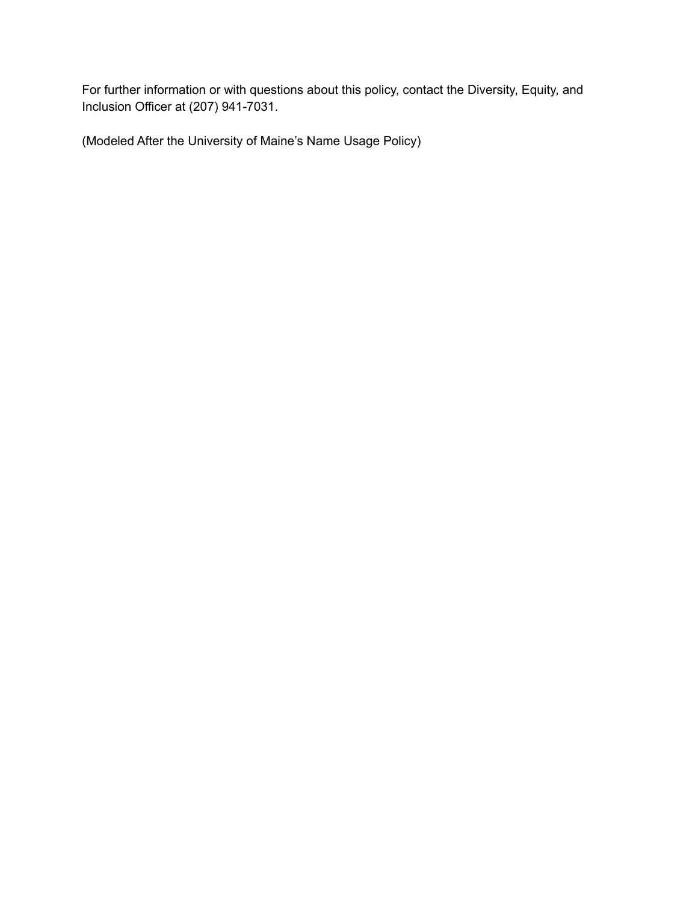For further information or with questions about this policy, contact the Diversity, Equity, and Inclusion Officer at (207) 941-7031.

(Modeled After the University of Maine's Name Usage Policy)